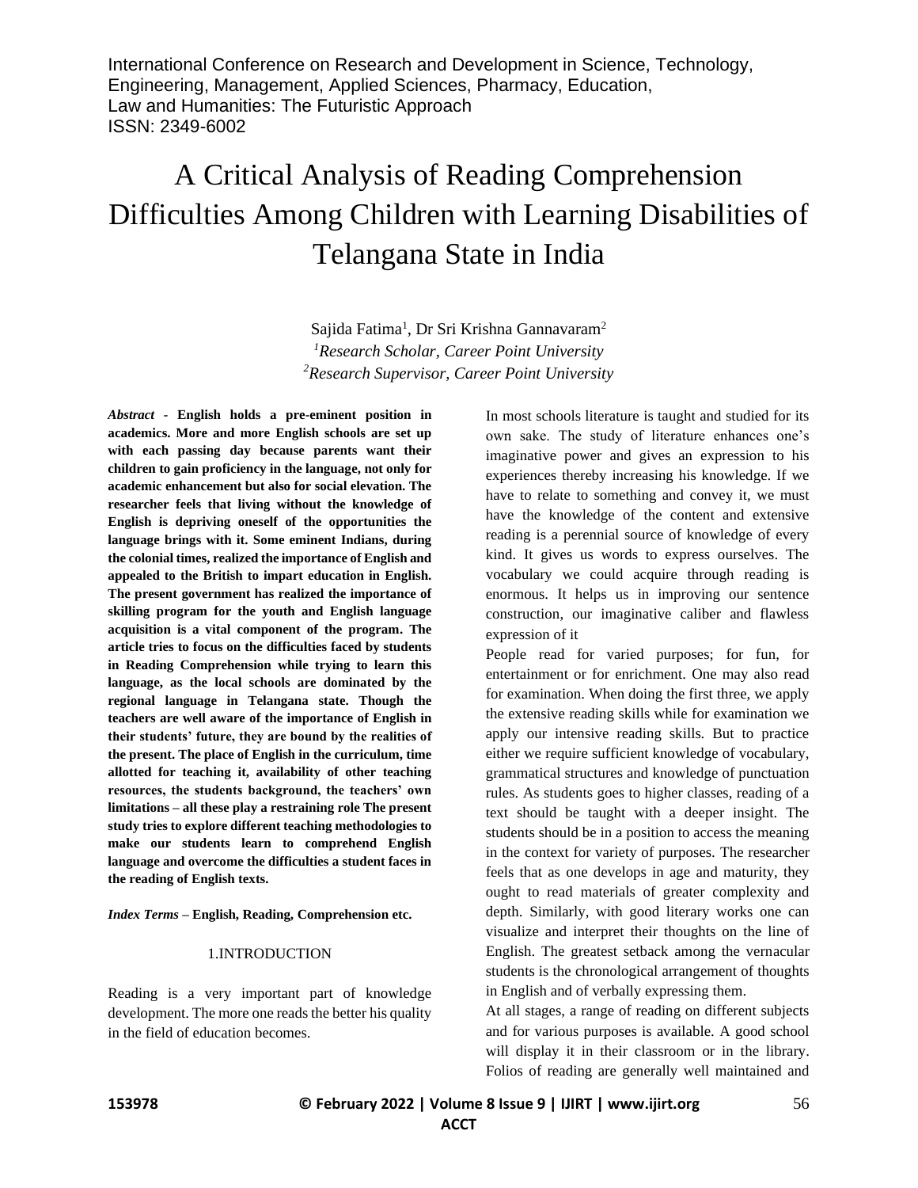# A Critical Analysis of Reading Comprehension Difficulties Among Children with Learning Disabilities of Telangana State in India

Sajida Fatima[1], Dr Sri Krishna Gannavaram[2]

[1]*Research Scholar, Career Point University*

[2]*Research Supervisor, Career Point University*

***Abstract*** - **English holds a pre-eminent position in academics. More and more English schools are set up with each passing day because parents want their children to gain proficiency in the language, not only for academic enhancement but also for social elevation. The researcher feels that living without the knowledge of English is depriving oneself of the opportunities the language brings with it. Some eminent Indians, during the colonial times, realized the importance of English and appealed to the British to impart education in English. The present government has realized the importance of skilling program for the youth and English language acquisition is a vital component of the program. The article tries to focus on the difficulties faced by students in Reading Comprehension while trying to learn this language, as the local schools are dominated by the regional language in Telangana state. Though the teachers are well aware of the importance of English in their students' future, they are bound by the realities of the present. The place of English in the curriculum, time allotted for teaching it, availability of other teaching resources, the students background, the teachers' own limitations – all these play a restraining role The present study tries to explore different teaching methodologies to make our students learn to comprehend English language and overcome the difficulties a student faces in the reading of English texts.**

***Index Terms*** **– English, Reading, Comprehension etc.**

## 1.INTRODUCTION

Reading is a very important part of knowledge development. The more one reads the better his quality in the field of education becomes.

In most schools literature is taught and studied for its own sake. The study of literature enhances one's imaginative power and gives an expression to his experiences thereby increasing his knowledge. If we have to relate to something and convey it, we must have the knowledge of the content and extensive reading is a perennial source of knowledge of every kind. It gives us words to express ourselves. The vocabulary we could acquire through reading is enormous. It helps us in improving our sentence construction, our imaginative caliber and flawless expression of it

People read for varied purposes; for fun, for entertainment or for enrichment. One may also read for examination. When doing the first three, we apply the extensive reading skills while for examination we apply our intensive reading skills. But to practice either we require sufficient knowledge of vocabulary, grammatical structures and knowledge of punctuation rules. As students goes to higher classes, reading of a text should be taught with a deeper insight. The students should be in a position to access the meaning in the context for variety of purposes. The researcher feels that as one develops in age and maturity, they ought to read materials of greater complexity and depth. Similarly, with good literary works one can visualize and interpret their thoughts on the line of English. The greatest setback among the vernacular students is the chronological arrangement of thoughts in English and of verbally expressing them.

At all stages, a range of reading on different subjects and for various purposes is available. A good school will display it in their classroom or in the library. Folios of reading are generally well maintained and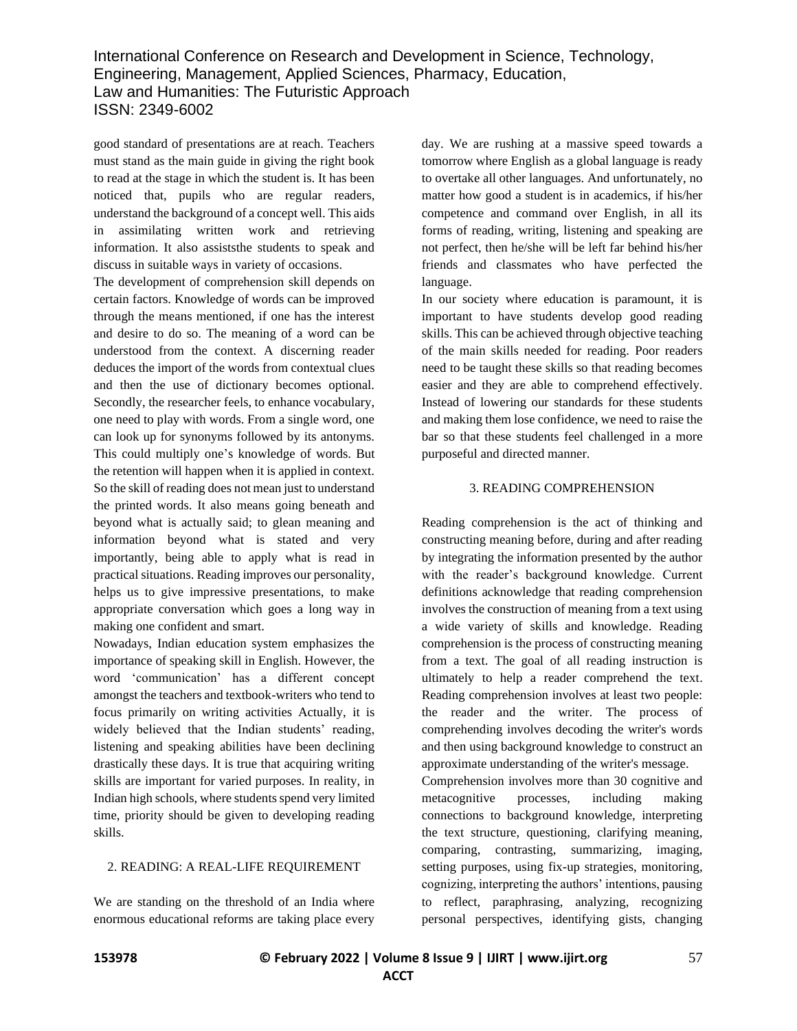good standard of presentations are at reach. Teachers must stand as the main guide in giving the right book to read at the stage in which the student is. It has been noticed that, pupils who are regular readers, understand the background of a concept well. This aids in assimilating written work and retrieving information. It also assiststhe students to speak and discuss in suitable ways in variety of occasions.

The development of comprehension skill depends on certain factors. Knowledge of words can be improved through the means mentioned, if one has the interest and desire to do so. The meaning of a word can be understood from the context. A discerning reader deduces the import of the words from contextual clues and then the use of dictionary becomes optional. Secondly, the researcher feels, to enhance vocabulary, one need to play with words. From a single word, one can look up for synonyms followed by its antonyms. This could multiply one's knowledge of words. But the retention will happen when it is applied in context. So the skill of reading does not mean just to understand the printed words. It also means going beneath and beyond what is actually said; to glean meaning and information beyond what is stated and very importantly, being able to apply what is read in practical situations. Reading improves our personality, helps us to give impressive presentations, to make appropriate conversation which goes a long way in making one confident and smart.

Nowadays, Indian education system emphasizes the importance of speaking skill in English. However, the word 'communication' has a different concept amongst the teachers and textbook-writers who tend to focus primarily on writing activities Actually, it is widely believed that the Indian students' reading, listening and speaking abilities have been declining drastically these days. It is true that acquiring writing skills are important for varied purposes. In reality, in Indian high schools, where students spend very limited time, priority should be given to developing reading skills.

## 2. READING: A REAL-LIFE REQUIREMENT

We are standing on the threshold of an India where enormous educational reforms are taking place every day. We are rushing at a massive speed towards a tomorrow where English as a global language is ready to overtake all other languages. And unfortunately, no matter how good a student is in academics, if his/her competence and command over English, in all its forms of reading, writing, listening and speaking are not perfect, then he/she will be left far behind his/her friends and classmates who have perfected the language.

In our society where education is paramount, it is important to have students develop good reading skills. This can be achieved through objective teaching of the main skills needed for reading. Poor readers need to be taught these skills so that reading becomes easier and they are able to comprehend effectively. Instead of lowering our standards for these students and making them lose confidence, we need to raise the bar so that these students feel challenged in a more purposeful and directed manner.

## 3. READING COMPREHENSION

Reading comprehension is the act of thinking and constructing meaning before, during and after reading by integrating the information presented by the author with the reader's background knowledge. Current definitions acknowledge that reading comprehension involves the construction of meaning from a text using a wide variety of skills and knowledge. Reading comprehension is the process of constructing meaning from a text. The goal of all reading instruction is ultimately to help a reader comprehend the text. Reading comprehension involves at least two people: the reader and the writer. The process of comprehending involves decoding the writer's words and then using background knowledge to construct an approximate understanding of the writer's message.

Comprehension involves more than 30 cognitive and metacognitive processes, including making connections to background knowledge, interpreting the text structure, questioning, clarifying meaning, comparing, contrasting, summarizing, imaging, setting purposes, using fix-up strategies, monitoring, cognizing, interpreting the authors' intentions, pausing to reflect, paraphrasing, analyzing, recognizing personal perspectives, identifying gists, changing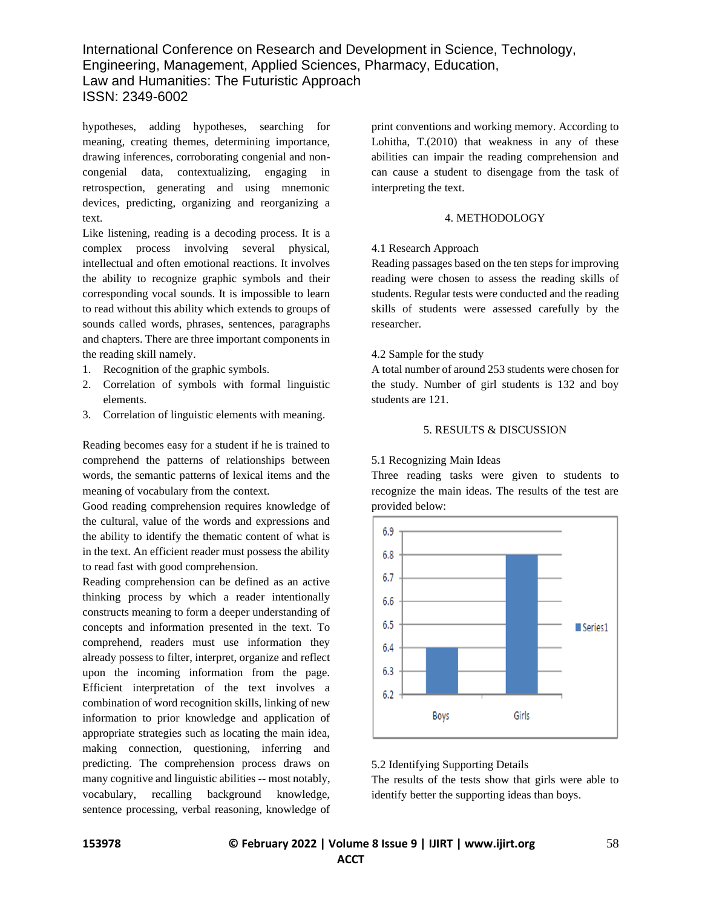hypotheses, adding hypotheses, searching for meaning, creating themes, determining importance, drawing inferences, corroborating congenial and non-congenial data, contextualizing, engaging in retrospection, generating and using mnemonic devices, predicting, organizing and reorganizing a text.

Like listening, reading is a decoding process. It is a complex process involving several physical, intellectual and often emotional reactions. It involves the ability to recognize graphic symbols and their corresponding vocal sounds. It is impossible to learn to read without this ability which extends to groups of sounds called words, phrases, sentences, paragraphs and chapters. There are three important components in the reading skill namely.

1. Recognition of the graphic symbols.
2. Correlation of symbols with formal linguistic elements.
3. Correlation of linguistic elements with meaning.

Reading becomes easy for a student if he is trained to comprehend the patterns of relationships between words, the semantic patterns of lexical items and the meaning of vocabulary from the context.

Good reading comprehension requires knowledge of the cultural, value of the words and expressions and the ability to identify the thematic content of what is in the text. An efficient reader must possess the ability to read fast with good comprehension.

Reading comprehension can be defined as an active thinking process by which a reader intentionally constructs meaning to form a deeper understanding of concepts and information presented in the text. To comprehend, readers must use information they already possess to filter, interpret, organize and reflect upon the incoming information from the page. Efficient interpretation of the text involves a combination of word recognition skills, linking of new information to prior knowledge and application of appropriate strategies such as locating the main idea, making connection, questioning, inferring and predicting. The comprehension process draws on many cognitive and linguistic abilities -- most notably, vocabulary, recalling background knowledge, sentence processing, verbal reasoning, knowledge of print conventions and working memory. According to Lohitha, T.(2010) that weakness in any of these abilities can impair the reading comprehension and can cause a student to disengage from the task of interpreting the text.

## 4. METHODOLOGY

### 4.1 Research Approach

Reading passages based on the ten steps for improving reading were chosen to assess the reading skills of students. Regular tests were conducted and the reading skills of students were assessed carefully by the researcher.

### 4.2 Sample for the study

A total number of around 253 students were chosen for the study. Number of girl students is 132 and boy students are 121.

## 5. RESULTS & DISCUSSION

### 5.1 Recognizing Main Ideas

Three reading tasks were given to students to recognize the main ideas. The results of the test are provided below:

| | Series1 |
|---|---|
| Boys | 6.4 |
| Girls | 6.8 |

### 5.2 Identifying Supporting Details

The results of the tests show that girls were able to identify better the supporting ideas than boys.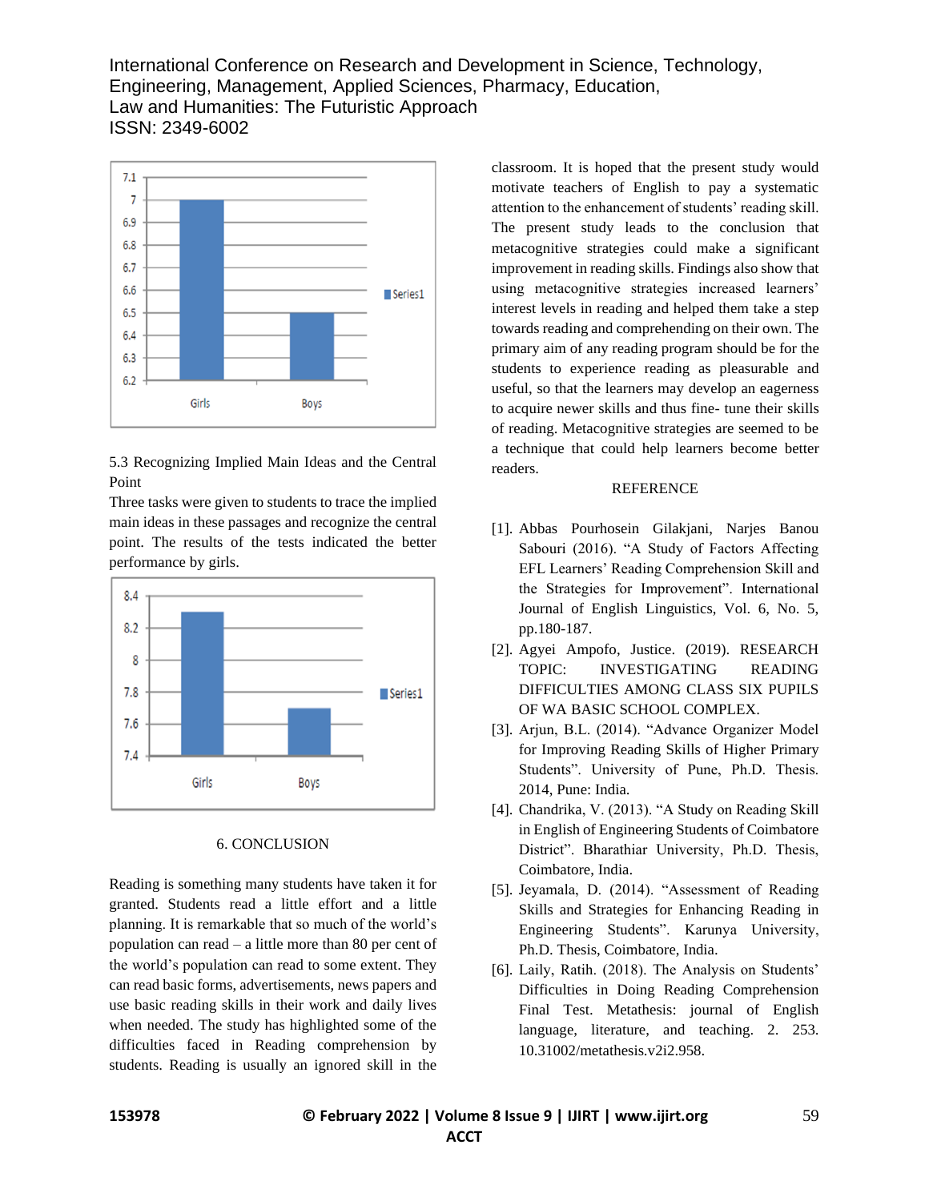5.3 Recognizing Implied Main Ideas and the Central Point

Three tasks were given to students to trace the implied main ideas in these passages and recognize the central point. The results of the tests indicated the better performance by girls.

## 6. CONCLUSION

Reading is something many students have taken it for granted. Students read a little effort and a little planning. It is remarkable that so much of the world's population can read – a little more than 80 per cent of the world's population can read to some extent. They can read basic forms, advertisements, news papers and use basic reading skills in their work and daily lives when needed. The study has highlighted some of the difficulties faced in Reading comprehension by students. Reading is usually an ignored skill in the classroom. It is hoped that the present study would motivate teachers of English to pay a systematic attention to the enhancement of students' reading skill. The present study leads to the conclusion that metacognitive strategies could make a significant improvement in reading skills. Findings also show that using metacognitive strategies increased learners' interest levels in reading and helped them take a step towards reading and comprehending on their own. The primary aim of any reading program should be for the students to experience reading as pleasurable and useful, so that the learners may develop an eagerness to acquire newer skills and thus fine- tune their skills of reading. Metacognitive strategies are seemed to be a technique that could help learners become better readers.

## REFERENCE

[1]. Abbas Pourhosein Gilakjani, Narjes Banou Sabouri (2016). "A Study of Factors Affecting EFL Learners' Reading Comprehension Skill and the Strategies for Improvement". International Journal of English Linguistics, Vol. 6, No. 5, pp.180-187.

[2]. Agyei Ampofo, Justice. (2019). RESEARCH TOPIC: INVESTIGATING READING DIFFICULTIES AMONG CLASS SIX PUPILS OF WA BASIC SCHOOL COMPLEX.

[3]. Arjun, B.L. (2014). "Advance Organizer Model for Improving Reading Skills of Higher Primary Students". University of Pune, Ph.D. Thesis. 2014, Pune: India.

[4]. Chandrika, V. (2013). "A Study on Reading Skill in English of Engineering Students of Coimbatore District". Bharathiar University, Ph.D. Thesis, Coimbatore, India.

[5]. Jeyamala, D. (2014). "Assessment of Reading Skills and Strategies for Enhancing Reading in Engineering Students". Karunya University, Ph.D. Thesis, Coimbatore, India.

[6]. Laily, Ratih. (2018). The Analysis on Students' Difficulties in Doing Reading Comprehension Final Test. Metathesis: journal of English language, literature, and teaching. 2. 253. 10.31002/metathesis.v2i2.958.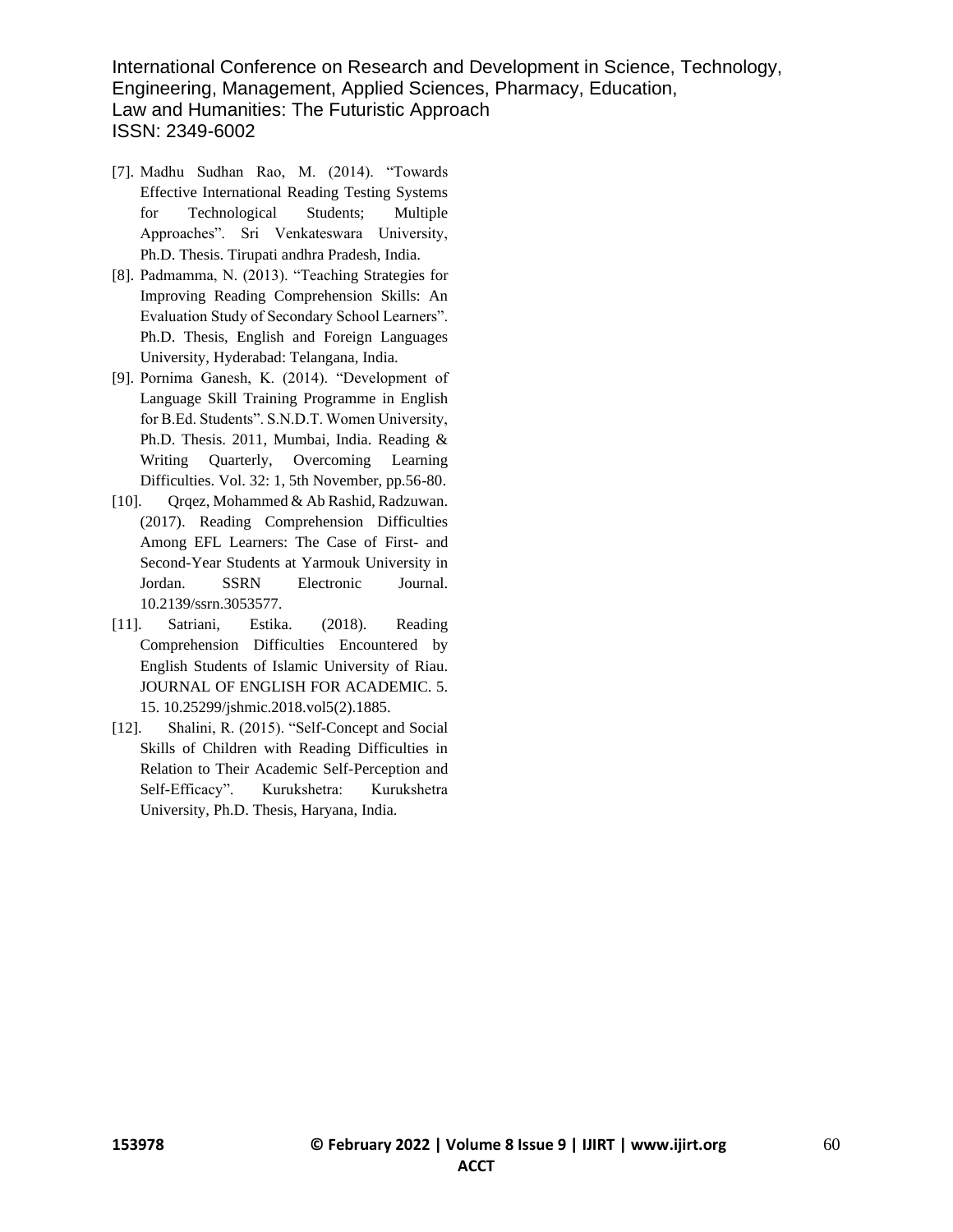[7]. Madhu Sudhan Rao, M. (2014). "Towards Effective International Reading Testing Systems for Technological Students; Multiple Approaches". Sri Venkateswara University, Ph.D. Thesis. Tirupati andhra Pradesh, India.

[8]. Padmamma, N. (2013). "Teaching Strategies for Improving Reading Comprehension Skills: An Evaluation Study of Secondary School Learners". Ph.D. Thesis, English and Foreign Languages University, Hyderabad: Telangana, India.

[9]. Pornima Ganesh, K. (2014). "Development of Language Skill Training Programme in English for B.Ed. Students". S.N.D.T. Women University, Ph.D. Thesis. 2011, Mumbai, India. Reading & Writing Quarterly, Overcoming Learning Difficulties. Vol. 32: 1, 5th November, pp.56-80.

[10]. Qrqez, Mohammed & Ab Rashid, Radzuwan. (2017). Reading Comprehension Difficulties Among EFL Learners: The Case of First- and Second-Year Students at Yarmouk University in Jordan. SSRN Electronic Journal. 10.2139/ssrn.3053577.

[11]. Satriani, Estika. (2018). Reading Comprehension Difficulties Encountered by English Students of Islamic University of Riau. JOURNAL OF ENGLISH FOR ACADEMIC. 5. 15. 10.25299/jshmic.2018.vol5(2).1885.

[12]. Shalini, R. (2015). "Self-Concept and Social Skills of Children with Reading Difficulties in Relation to Their Academic Self-Perception and Self-Efficacy". Kurukshetra: Kurukshetra University, Ph.D. Thesis, Haryana, India.